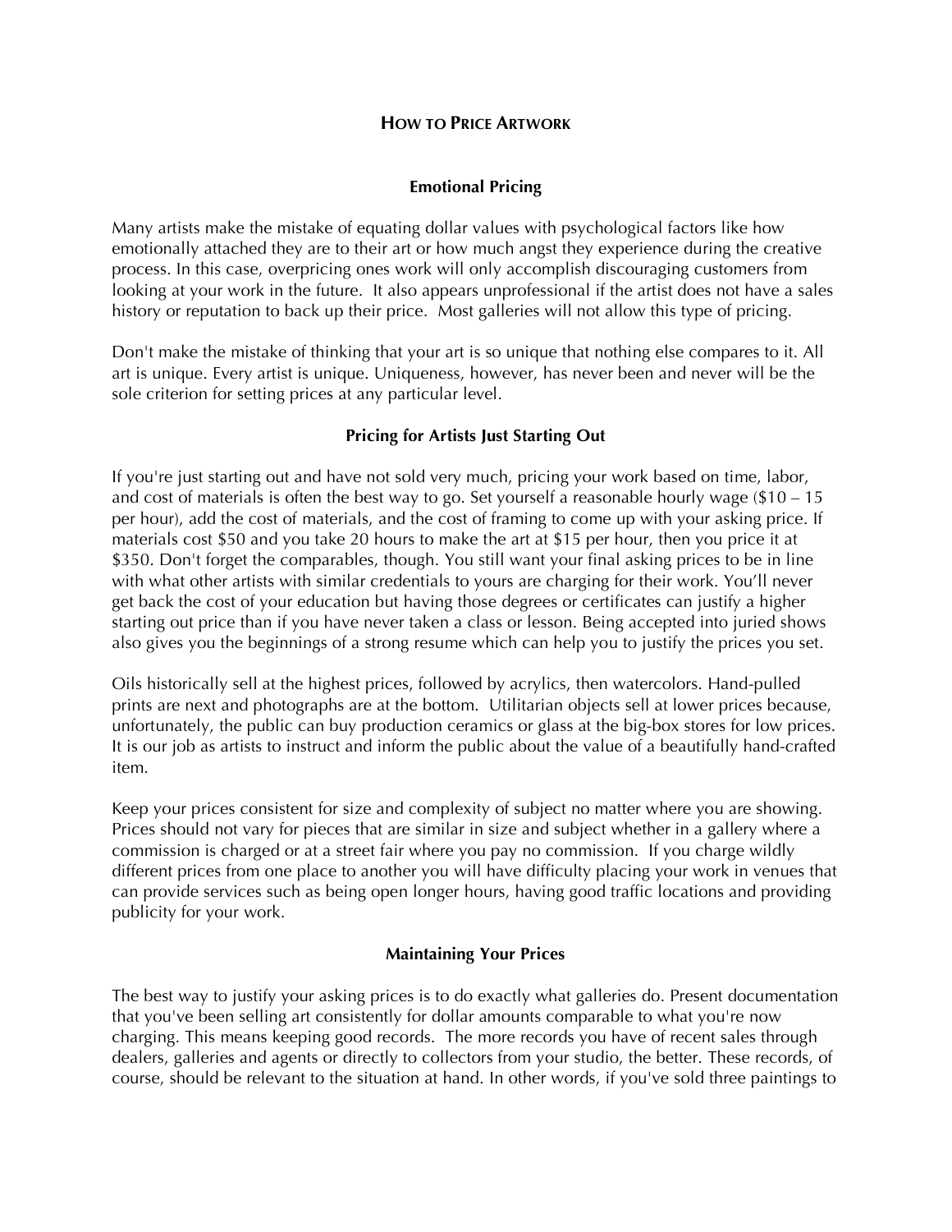# How to Price Artwork

## Emotional Pricing

Many artists make the mistake of equating dollar values with psychological factors like how emotionally attached they are to their art or how much angst they experience during the creative process. In this case, overpricing ones work will only accomplish discouraging customers from looking at your work in the future. It also appears unprofessional if the artist does not have a sales history or reputation to back up their price. Most galleries will not allow this type of pricing.

Don't make the mistake of thinking that your art is so unique that nothing else compares to it. All art is unique. Every artist is unique. Uniqueness, however, has never been and never will be the sole criterion for setting prices at any particular level.

## Pricing for Artists Just Starting Out

If you're just starting out and have not sold very much, pricing your work based on time, labor, and cost of materials is often the best way to go. Set yourself a reasonable hourly wage ($10 – 15 per hour), add the cost of materials, and the cost of framing to come up with your asking price. If materials cost $50 and you take 20 hours to make the art at $15 per hour, then you price it at $350. Don't forget the comparables, though. You still want your final asking prices to be in line with what other artists with similar credentials to yours are charging for their work. You'll never get back the cost of your education but having those degrees or certificates can justify a higher starting out price than if you have never taken a class or lesson. Being accepted into juried shows also gives you the beginnings of a strong resume which can help you to justify the prices you set.

Oils historically sell at the highest prices, followed by acrylics, then watercolors. Hand-pulled prints are next and photographs are at the bottom. Utilitarian objects sell at lower prices because, unfortunately, the public can buy production ceramics or glass at the big-box stores for low prices. It is our job as artists to instruct and inform the public about the value of a beautifully hand-crafted item.

Keep your prices consistent for size and complexity of subject no matter where you are showing. Prices should not vary for pieces that are similar in size and subject whether in a gallery where a commission is charged or at a street fair where you pay no commission. If you charge wildly different prices from one place to another you will have difficulty placing your work in venues that can provide services such as being open longer hours, having good traffic locations and providing publicity for your work.

## Maintaining Your Prices

The best way to justify your asking prices is to do exactly what galleries do. Present documentation that you've been selling art consistently for dollar amounts comparable to what you're now charging. This means keeping good records. The more records you have of recent sales through dealers, galleries and agents or directly to collectors from your studio, the better. These records, of course, should be relevant to the situation at hand. In other words, if you've sold three paintings to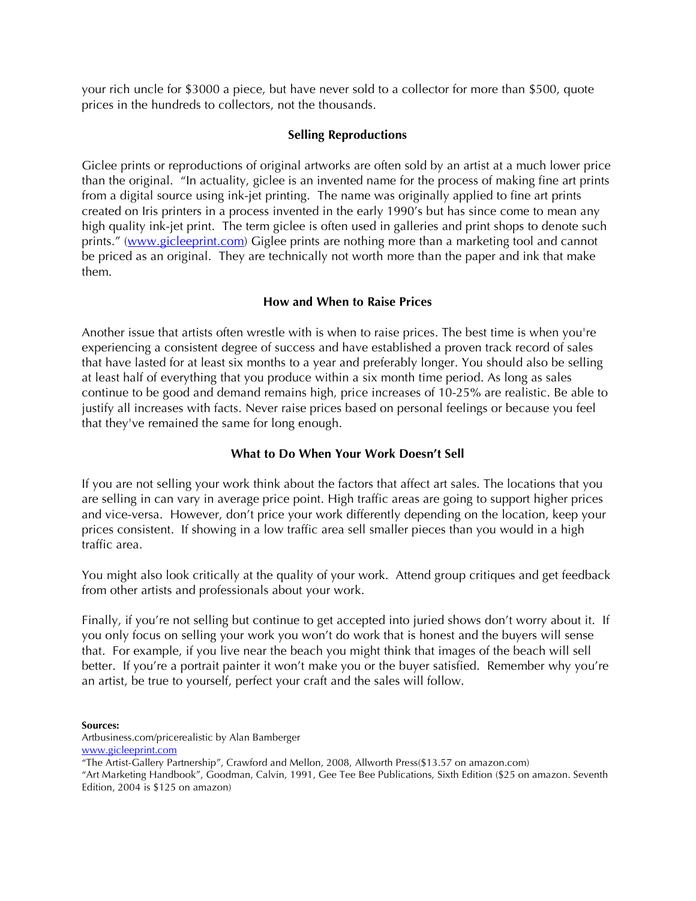your rich uncle for $3000 a piece, but have never sold to a collector for more than $500, quote prices in the hundreds to collectors, not the thousands.

### Selling Reproductions

Giclee prints or reproductions of original artworks are often sold by an artist at a much lower price than the original. "In actuality, giclee is an invented name for the process of making fine art prints from a digital source using ink-jet printing. The name was originally applied to fine art prints created on Iris printers in a process invented in the early 1990's but has since come to mean any high quality ink-jet print. The term giclee is often used in galleries and print shops to denote such prints." ([www.gicleeprint.com](www.gicleeprint.com)) Giglee prints are nothing more than a marketing tool and cannot be priced as an original. They are technically not worth more than the paper and ink that make them.

### How and When to Raise Prices

Another issue that artists often wrestle with is when to raise prices. The best time is when you're experiencing a consistent degree of success and have established a proven track record of sales that have lasted for at least six months to a year and preferably longer. You should also be selling at least half of everything that you produce within a six month time period. As long as sales continue to be good and demand remains high, price increases of 10-25% are realistic. Be able to justify all increases with facts. Never raise prices based on personal feelings or because you feel that they've remained the same for long enough.

### What to Do When Your Work Doesn't Sell

If you are not selling your work think about the factors that affect art sales. The locations that you are selling in can vary in average price point. High traffic areas are going to support higher prices and vice-versa. However, don't price your work differently depending on the location, keep your prices consistent. If showing in a low traffic area sell smaller pieces than you would in a high traffic area.

You might also look critically at the quality of your work. Attend group critiques and get feedback from other artists and professionals about your work.

Finally, if you're not selling but continue to get accepted into juried shows don't worry about it. If you only focus on selling your work you won't do work that is honest and the buyers will sense that. For example, if you live near the beach you might think that images of the beach will sell better. If you're a portrait painter it won't make you or the buyer satisfied. Remember why you're an artist, be true to yourself, perfect your craft and the sales will follow.

**Sources:**
Artbusiness.com/pricerealistic by Alan Bamberger
[www.gicleeprint.com](www.gicleeprint.com)
"The Artist-Gallery Partnership", Crawford and Mellon, 2008, Allworth Press($13.57 on amazon.com)
"Art Marketing Handbook", Goodman, Calvin, 1991, Gee Tee Bee Publications, Sixth Edition ($25 on amazon. Seventh Edition, 2004 is $125 on amazon)